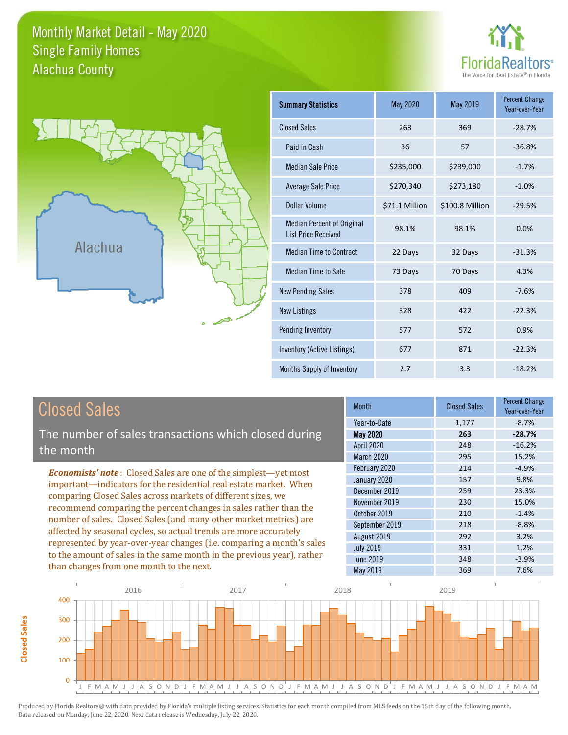# Monthly Market Detail - May 2020
## Single Family Homes
## Alachua County

FloridaRealtors® The Voice for Real Estate® in Florida

Alachua

| Summary Statistics | May 2020 | May 2019 | Percent Change Year-over-Year |
|---|---|---|---|
| Closed Sales | 263 | 369 | -28.7% |
| Paid in Cash | 36 | 57 | -36.8% |
| Median Sale Price | $235,000 | $239,000 | -1.7% |
| Average Sale Price | $270,340 | $273,180 | -1.0% |
| Dollar Volume | $71.1 Million | $100.8 Million | -29.5% |
| Median Percent of Original List Price Received | 98.1% | 98.1% | 0.0% |
| Median Time to Contract | 22 Days | 32 Days | -31.3% |
| Median Time to Sale | 73 Days | 70 Days | 4.3% |
| New Pending Sales | 378 | 409 | -7.6% |
| New Listings | 328 | 422 | -22.3% |
| Pending Inventory | 577 | 572 | 0.9% |
| Inventory (Active Listings) | 677 | 871 | -22.3% |
| Months Supply of Inventory | 2.7 | 3.3 | -18.2% |

## Closed Sales

The number of sales transactions which closed during the month

*Economists' note*: Closed Sales are one of the simplest—yet most important—indicators for the residential real estate market. When comparing Closed Sales across markets of different sizes, we recommend comparing the percent changes in sales rather than the number of sales. Closed Sales (and many other market metrics) are affected by seasonal cycles, so actual trends are more accurately represented by year-over-year changes (i.e. comparing a month's sales to the amount of sales in the same month in the previous year), rather than changes from one month to the next.

| Month | Closed Sales | Percent Change Year-over-Year |
|---|---|---|
| Year-to-Date | 1,177 | -8.7% |
| **May 2020** | **263** | **-28.7%** |
| April 2020 | 248 | -16.2% |
| March 2020 | 295 | 15.2% |
| February 2020 | 214 | -4.9% |
| January 2020 | 157 | 9.8% |
| December 2019 | 259 | 23.3% |
| November 2019 | 230 | 15.0% |
| October 2019 | 210 | -1.4% |
| September 2019 | 218 | -8.8% |
| August 2019 | 292 | 3.2% |
| July 2019 | 331 | 1.2% |
| June 2019 | 348 | -3.9% |
| May 2019 | 369 | 7.6% |

Produced by Florida Realtors® with data provided by Florida's multiple listing services. Statistics for each month compiled from MLS feeds on the 15th day of the following month. Data released on Monday, June 22, 2020. Next data release is Wednesday, July 22, 2020.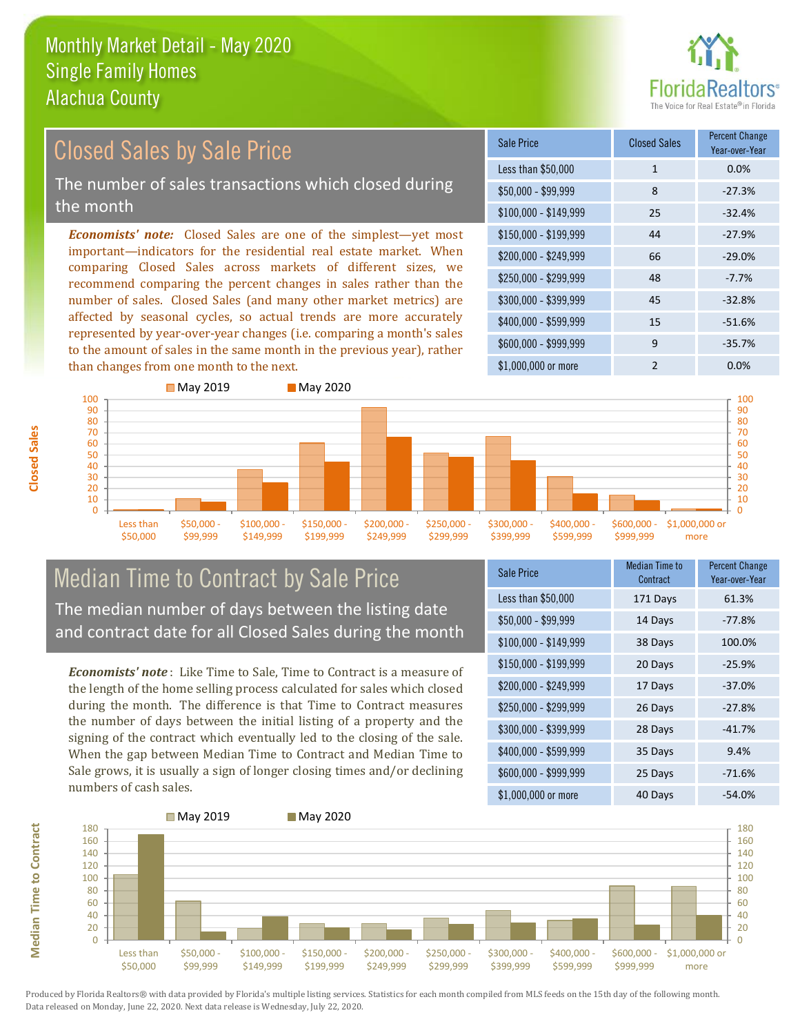# Monthly Market Detail - May 2020
## Single Family Homes
## Alachua County

## Closed Sales by Sale Price

The number of sales transactions which closed during the month

***Economists' note:*** Closed Sales are one of the simplest—yet most important—indicators for the residential real estate market. When comparing Closed Sales across markets of different sizes, we recommend comparing the percent changes in sales rather than the number of sales. Closed Sales (and many other market metrics) are affected by seasonal cycles, so actual trends are more accurately represented by year-over-year changes (i.e. comparing a month's sales to the amount of sales in the same month in the previous year), rather than changes from one month to the next.

| Sale Price | Closed Sales | Percent Change Year-over-Year |
|---|---|---|
| Less than $50,000 | 1 | 0.0% |
| $50,000 - $99,999 | 8 | -27.3% |
| $100,000 - $149,999 | 25 | -32.4% |
| $150,000 - $199,999 | 44 | -27.9% |
| $200,000 - $249,999 | 66 | -29.0% |
| $250,000 - $299,999 | 48 | -7.7% |
| $300,000 - $399,999 | 45 | -32.8% |
| $400,000 - $599,999 | 15 | -51.6% |
| $600,000 - $999,999 | 9 | -35.7% |
| $1,000,000 or more | 2 | 0.0% |

## Median Time to Contract by Sale Price

The median number of days between the listing date and contract date for all Closed Sales during the month

***Economists' note***: Like Time to Sale, Time to Contract is a measure of the length of the home selling process calculated for sales which closed during the month. The difference is that Time to Contract measures the number of days between the initial listing of a property and the signing of the contract which eventually led to the closing of the sale. When the gap between Median Time to Contract and Median Time to Sale grows, it is usually a sign of longer closing times and/or declining numbers of cash sales.

| Sale Price | Median Time to Contract | Percent Change Year-over-Year |
|---|---|---|
| Less than $50,000 | 171 Days | 61.3% |
| $50,000 - $99,999 | 14 Days | -77.8% |
| $100,000 - $149,999 | 38 Days | 100.0% |
| $150,000 - $199,999 | 20 Days | -25.9% |
| $200,000 - $249,999 | 17 Days | -37.0% |
| $250,000 - $299,999 | 26 Days | -27.8% |
| $300,000 - $399,999 | 28 Days | -41.7% |
| $400,000 - $599,999 | 35 Days | 9.4% |
| $600,000 - $999,999 | 25 Days | -71.6% |
| $1,000,000 or more | 40 Days | -54.0% |

Produced by Florida Realtors® with data provided by Florida's multiple listing services. Statistics for each month compiled from MLS feeds on the 15th day of the following month. Data released on Monday, June 22, 2020. Next data release is Wednesday, July 22, 2020.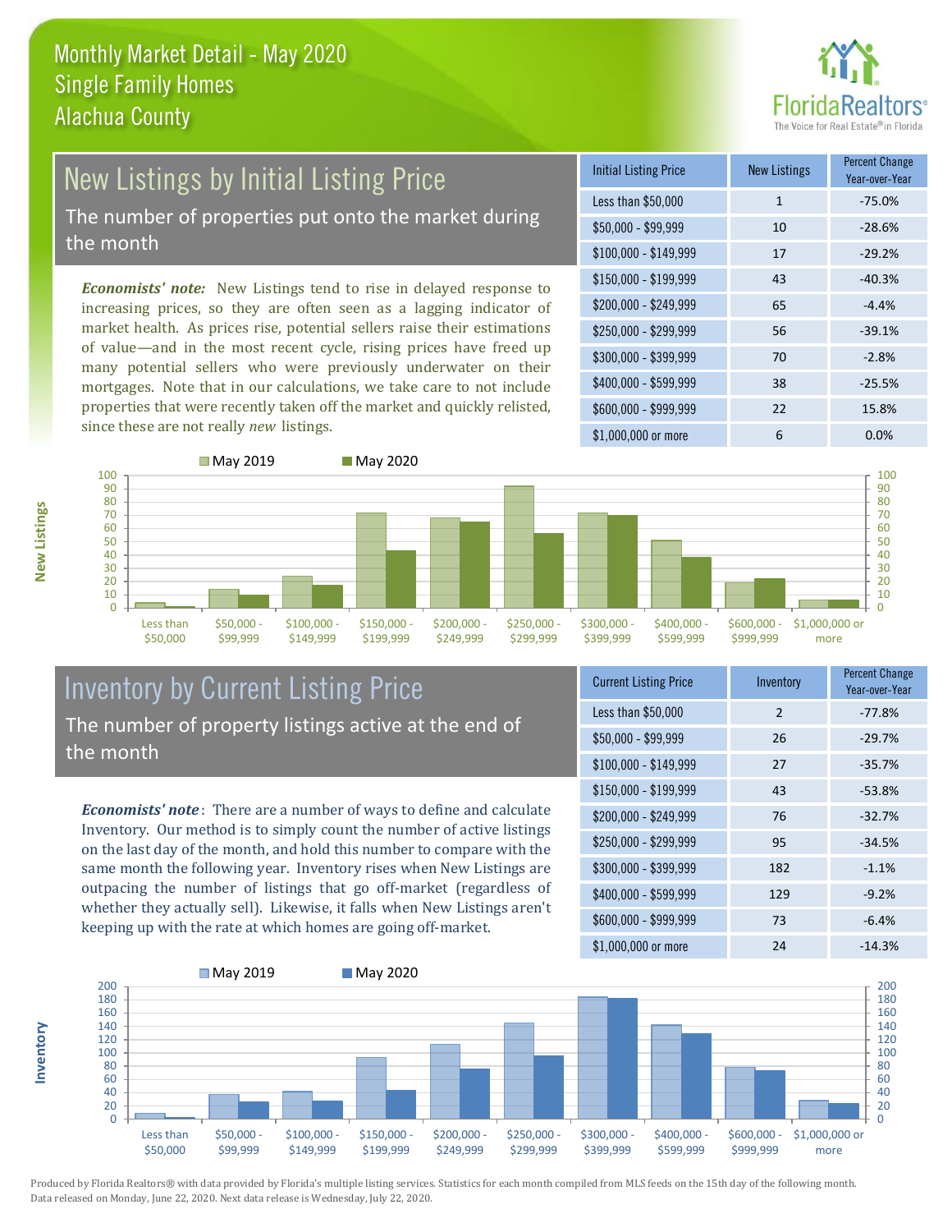Monthly Market Detail - May 2020
Single Family Homes
Alachua County

## New Listings by Initial Listing Price

The number of properties put onto the market during the month

*Economists' note:* New Listings tend to rise in delayed response to increasing prices, so they are often seen as a lagging indicator of market health. As prices rise, potential sellers raise their estimations of value—and in the most recent cycle, rising prices have freed up many potential sellers who were previously underwater on their mortgages. Note that in our calculations, we take care to not include properties that were recently taken off the market and quickly relisted, since these are not really *new* listings.

| Initial Listing Price | New Listings | Percent Change Year-over-Year |
|---|---|---|
| Less than $50,000 | 1 | -75.0% |
| $50,000 - $99,999 | 10 | -28.6% |
| $100,000 - $149,999 | 17 | -29.2% |
| $150,000 - $199,999 | 43 | -40.3% |
| $200,000 - $249,999 | 65 | -4.4% |
| $250,000 - $299,999 | 56 | -39.1% |
| $300,000 - $399,999 | 70 | -2.8% |
| $400,000 - $599,999 | 38 | -25.5% |
| $600,000 - $999,999 | 22 | 15.8% |
| $1,000,000 or more | 6 | 0.0% |

## Inventory by Current Listing Price

The number of property listings active at the end of the month

*Economists' note*: There are a number of ways to define and calculate Inventory. Our method is to simply count the number of active listings on the last day of the month, and hold this number to compare with the same month the following year. Inventory rises when New Listings are outpacing the number of listings that go off-market (regardless of whether they actually sell). Likewise, it falls when New Listings aren't keeping up with the rate at which homes are going off-market.

| Current Listing Price | Inventory | Percent Change Year-over-Year |
|---|---|---|
| Less than $50,000 | 2 | -77.8% |
| $50,000 - $99,999 | 26 | -29.7% |
| $100,000 - $149,999 | 27 | -35.7% |
| $150,000 - $199,999 | 43 | -53.8% |
| $200,000 - $249,999 | 76 | -32.7% |
| $250,000 - $299,999 | 95 | -34.5% |
| $300,000 - $399,999 | 182 | -1.1% |
| $400,000 - $599,999 | 129 | -9.2% |
| $600,000 - $999,999 | 73 | -6.4% |
| $1,000,000 or more | 24 | -14.3% |

Produced by Florida Realtors® with data provided by Florida's multiple listing services. Statistics for each month compiled from MLS feeds on the 15th day of the following month. Data released on Monday, June 22, 2020. Next data release is Wednesday, July 22, 2020.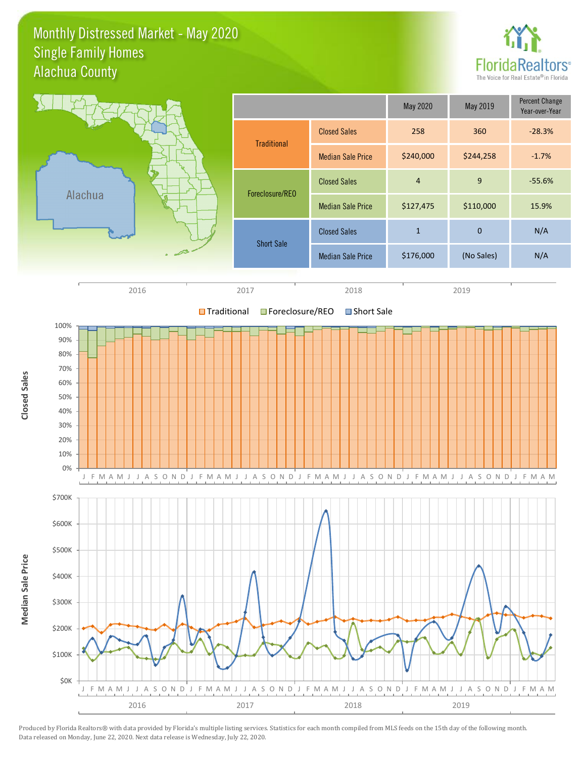# Monthly Distressed Market - May 2020
## Single Family Homes
## Alachua County

FloridaRealtors® The Voice for Real Estate® in Florida

| | | May 2020 | May 2019 | Percent Change Year-over-Year |
|---|---|---|---|---|
| Traditional | Closed Sales | 258 | 360 | -28.3% |
| | Median Sale Price | $240,000 | $244,258 | -1.7% |
| Foreclosure/REO | Closed Sales | 4 | 9 | -55.6% |
| | Median Sale Price | $127,475 | $110,000 | 15.9% |
| Short Sale | Closed Sales | 1 | 0 | N/A |
| | Median Sale Price | $176,000 | (No Sales) | N/A |

Produced by Florida Realtors® with data provided by Florida's multiple listing services. Statistics for each month compiled from MLS feeds on the 15th day of the following month. Data released on Monday, June 22, 2020. Next data release is Wednesday, July 22, 2020.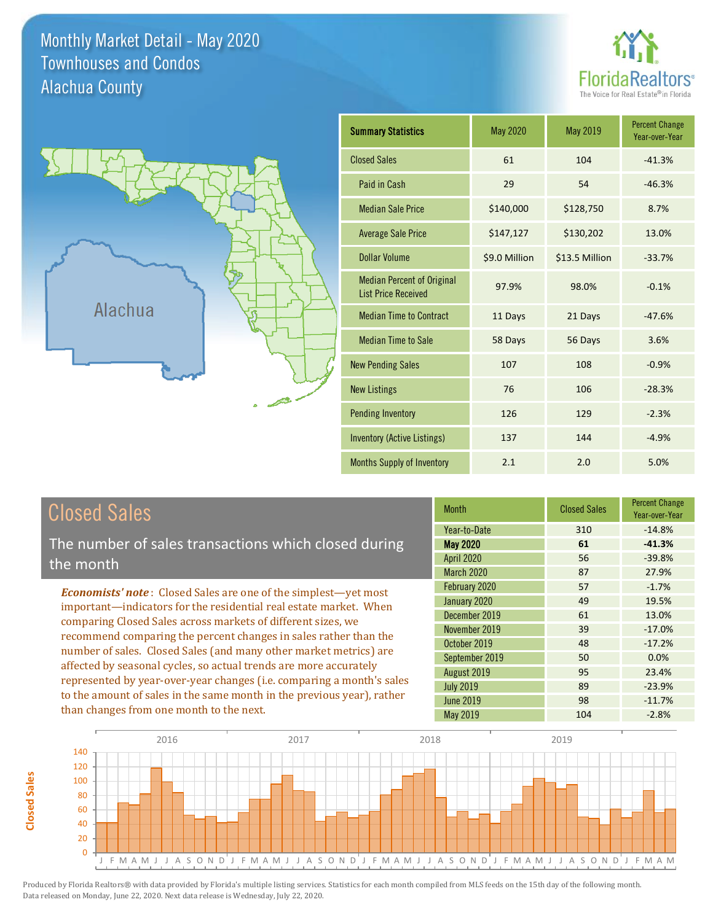# Monthly Market Detail - May 2020
## Townhouses and Condos
## Alachua County

| Summary Statistics | May 2020 | May 2019 | Percent Change Year-over-Year |
|---|---|---|---|
| Closed Sales | 61 | 104 | -41.3% |
| Paid in Cash | 29 | 54 | -46.3% |
| Median Sale Price | $140,000 | $128,750 | 8.7% |
| Average Sale Price | $147,127 | $130,202 | 13.0% |
| Dollar Volume | $9.0 Million | $13.5 Million | -33.7% |
| Median Percent of Original List Price Received | 97.9% | 98.0% | -0.1% |
| Median Time to Contract | 11 Days | 21 Days | -47.6% |
| Median Time to Sale | 58 Days | 56 Days | 3.6% |
| New Pending Sales | 107 | 108 | -0.9% |
| New Listings | 76 | 106 | -28.3% |
| Pending Inventory | 126 | 129 | -2.3% |
| Inventory (Active Listings) | 137 | 144 | -4.9% |
| Months Supply of Inventory | 2.1 | 2.0 | 5.0% |

## Closed Sales

The number of sales transactions which closed during the month

***Economists' note***: Closed Sales are one of the simplest—yet most important—indicators for the residential real estate market. When comparing Closed Sales across markets of different sizes, we recommend comparing the percent changes in sales rather than the number of sales. Closed Sales (and many other market metrics) are affected by seasonal cycles, so actual trends are more accurately represented by year-over-year changes (i.e. comparing a month's sales to the amount of sales in the same month in the previous year), rather than changes from one month to the next.

| Month | Closed Sales | Percent Change Year-over-Year |
|---|---|---|
| Year-to-Date | 310 | -14.8% |
| **May 2020** | **61** | **-41.3%** |
| April 2020 | 56 | -39.8% |
| March 2020 | 87 | 27.9% |
| February 2020 | 57 | -1.7% |
| January 2020 | 49 | 19.5% |
| December 2019 | 61 | 13.0% |
| November 2019 | 39 | -17.0% |
| October 2019 | 48 | -17.2% |
| September 2019 | 50 | 0.0% |
| August 2019 | 95 | 23.4% |
| July 2019 | 89 | -23.9% |
| June 2019 | 98 | -11.7% |
| May 2019 | 104 | -2.8% |

Produced by Florida Realtors® with data provided by Florida's multiple listing services. Statistics for each month compiled from MLS feeds on the 15th day of the following month. Data released on Monday, June 22, 2020. Next data release is Wednesday, July 22, 2020.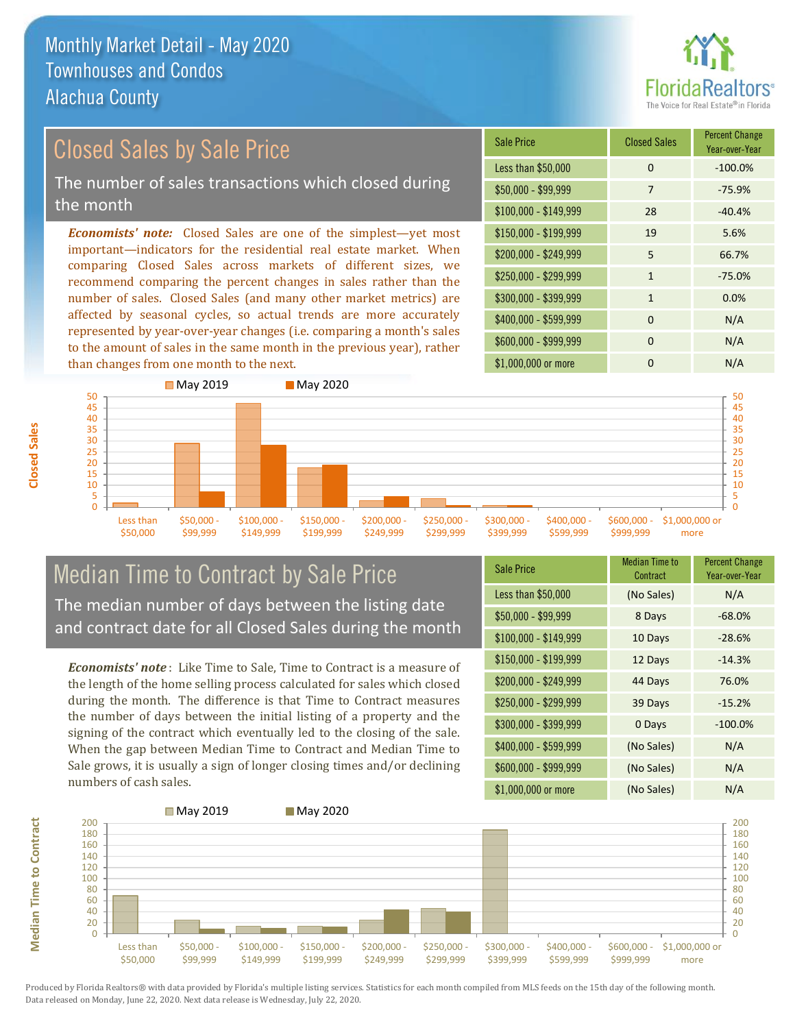# Monthly Market Detail - May 2020
## Townhouses and Condos
## Alachua County

## Closed Sales by Sale Price

The number of sales transactions which closed during the month

***Economists' note:*** Closed Sales are one of the simplest—yet most important—indicators for the residential real estate market. When comparing Closed Sales across markets of different sizes, we recommend comparing the percent changes in sales rather than the number of sales. Closed Sales (and many other market metrics) are affected by seasonal cycles, so actual trends are more accurately represented by year-over-year changes (i.e. comparing a month's sales to the amount of sales in the same month in the previous year), rather than changes from one month to the next.

| Sale Price | Closed Sales | Percent Change Year-over-Year |
|---|---|---|
| Less than $50,000 | 0 | -100.0% |
| $50,000 - $99,999 | 7 | -75.9% |
| $100,000 - $149,999 | 28 | -40.4% |
| $150,000 - $199,999 | 19 | 5.6% |
| $200,000 - $249,999 | 5 | 66.7% |
| $250,000 - $299,999 | 1 | -75.0% |
| $300,000 - $399,999 | 1 | 0.0% |
| $400,000 - $599,999 | 0 | N/A |
| $600,000 - $999,999 | 0 | N/A |
| $1,000,000 or more | 0 | N/A |

## Median Time to Contract by Sale Price

The median number of days between the listing date and contract date for all Closed Sales during the month

***Economists' note***: Like Time to Sale, Time to Contract is a measure of the length of the home selling process calculated for sales which closed during the month. The difference is that Time to Contract measures the number of days between the initial listing of a property and the signing of the contract which eventually led to the closing of the sale. When the gap between Median Time to Contract and Median Time to Sale grows, it is usually a sign of longer closing times and/or declining numbers of cash sales.

| Sale Price | Median Time to Contract | Percent Change Year-over-Year |
|---|---|---|
| Less than $50,000 | (No Sales) | N/A |
| $50,000 - $99,999 | 8 Days | -68.0% |
| $100,000 - $149,999 | 10 Days | -28.6% |
| $150,000 - $199,999 | 12 Days | -14.3% |
| $200,000 - $249,999 | 44 Days | 76.0% |
| $250,000 - $299,999 | 39 Days | -15.2% |
| $300,000 - $399,999 | 0 Days | -100.0% |
| $400,000 - $599,999 | (No Sales) | N/A |
| $600,000 - $999,999 | (No Sales) | N/A |
| $1,000,000 or more | (No Sales) | N/A |

Produced by Florida Realtors® with data provided by Florida's multiple listing services. Statistics for each month compiled from MLS feeds on the 15th day of the following month. Data released on Monday, June 22, 2020. Next data release is Wednesday, July 22, 2020.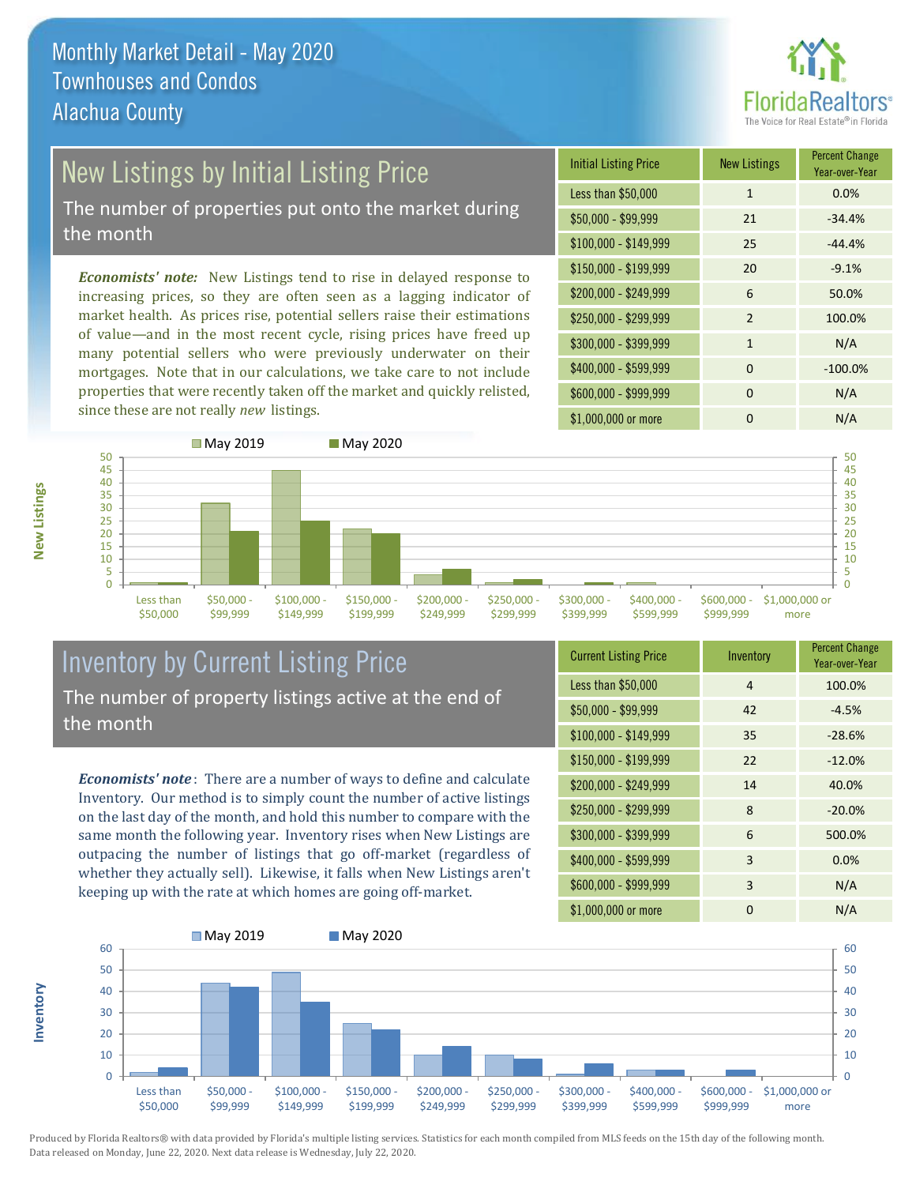# Monthly Market Detail - May 2020
## Townhouses and Condos
## Alachua County

## New Listings by Initial Listing Price

The number of properties put onto the market during the month

*Economists' note:* New Listings tend to rise in delayed response to increasing prices, so they are often seen as a lagging indicator of market health. As prices rise, potential sellers raise their estimations of value—and in the most recent cycle, rising prices have freed up many potential sellers who were previously underwater on their mortgages. Note that in our calculations, we take care to not include properties that were recently taken off the market and quickly relisted, since these are not really *new* listings.

| Initial Listing Price | New Listings | Percent Change Year-over-Year |
|---|---|---|
| Less than $50,000 | 1 | 0.0% |
| $50,000 - $99,999 | 21 | -34.4% |
| $100,000 - $149,999 | 25 | -44.4% |
| $150,000 - $199,999 | 20 | -9.1% |
| $200,000 - $249,999 | 6 | 50.0% |
| $250,000 - $299,999 | 2 | 100.0% |
| $300,000 - $399,999 | 1 | N/A |
| $400,000 - $599,999 | 0 | -100.0% |
| $600,000 - $999,999 | 0 | N/A |
| $1,000,000 or more | 0 | N/A |

## Inventory by Current Listing Price

The number of property listings active at the end of the month

*Economists' note*: There are a number of ways to define and calculate Inventory. Our method is to simply count the number of active listings on the last day of the month, and hold this number to compare with the same month the following year. Inventory rises when New Listings are outpacing the number of listings that go off-market (regardless of whether they actually sell). Likewise, it falls when New Listings aren't keeping up with the rate at which homes are going off-market.

| Current Listing Price | Inventory | Percent Change Year-over-Year |
|---|---|---|
| Less than $50,000 | 4 | 100.0% |
| $50,000 - $99,999 | 42 | -4.5% |
| $100,000 - $149,999 | 35 | -28.6% |
| $150,000 - $199,999 | 22 | -12.0% |
| $200,000 - $249,999 | 14 | 40.0% |
| $250,000 - $299,999 | 8 | -20.0% |
| $300,000 - $399,999 | 6 | 500.0% |
| $400,000 - $599,999 | 3 | 0.0% |
| $600,000 - $999,999 | 3 | N/A |
| $1,000,000 or more | 0 | N/A |

Produced by Florida Realtors® with data provided by Florida's multiple listing services. Statistics for each month compiled from MLS feeds on the 15th day of the following month. Data released on Monday, June 22, 2020. Next data release is Wednesday, July 22, 2020.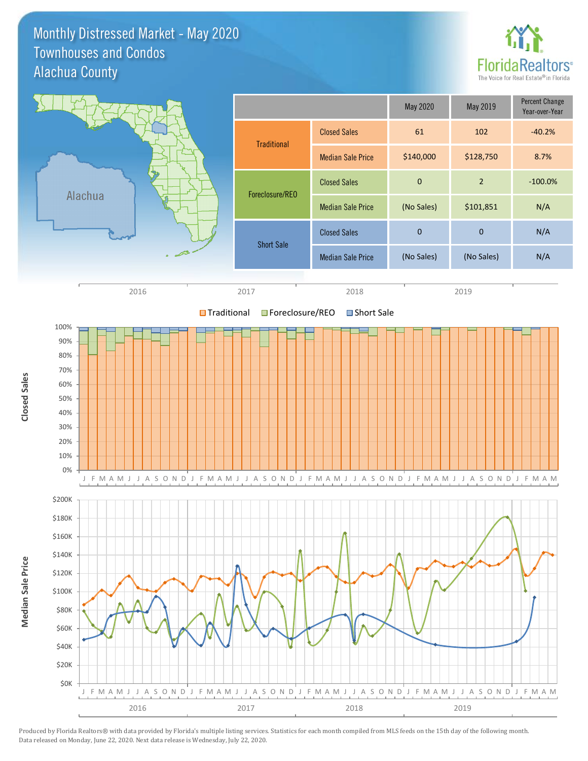# Monthly Distressed Market - May 2020
## Townhouses and Condos
## Alachua County

| | | May 2020 | May 2019 | Percent Change Year-over-Year |
|---|---|---|---|---|
| Traditional | Closed Sales | 61 | 102 | -40.2% |
| | Median Sale Price | $140,000 | $128,750 | 8.7% |
| Foreclosure/REO | Closed Sales | 0 | 2 | -100.0% |
| | Median Sale Price | (No Sales) | $101,851 | N/A |
| Short Sale | Closed Sales | 0 | 0 | N/A |
| | Median Sale Price | (No Sales) | (No Sales) | N/A |

Produced by Florida Realtors® with data provided by Florida's multiple listing services. Statistics for each month compiled from MLS feeds on the 15th day of the following month. Data released on Monday, June 22, 2020. Next data release is Wednesday, July 22, 2020.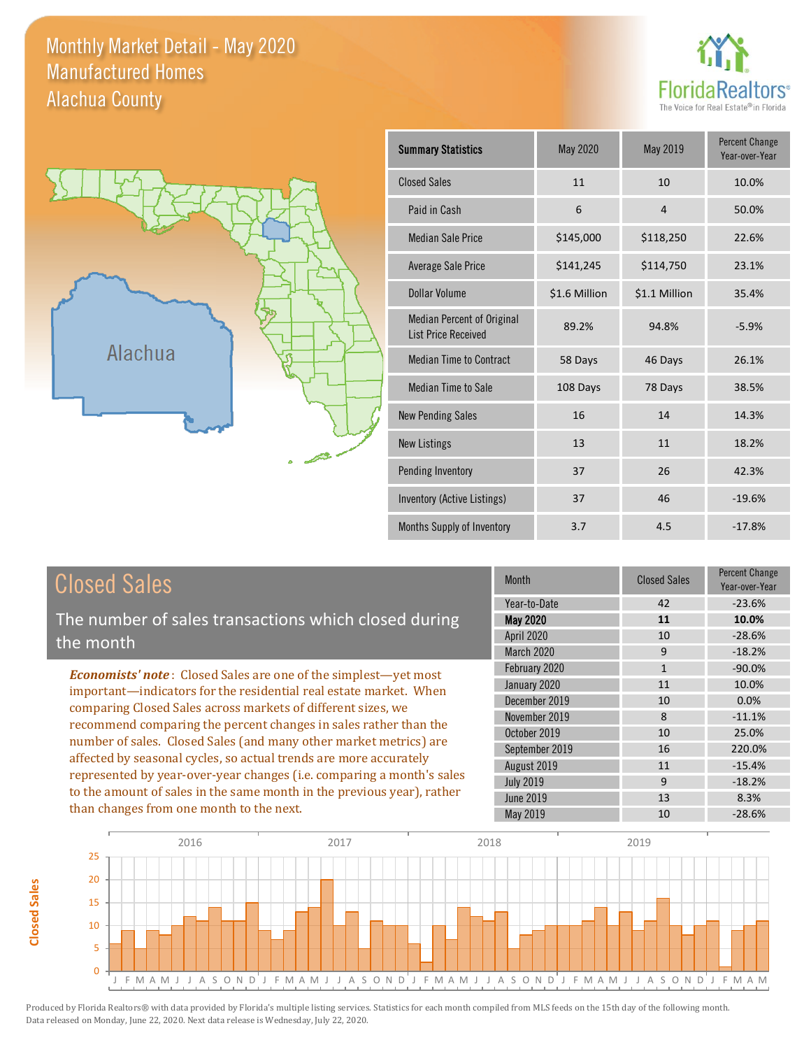# Monthly Market Detail - May 2020
## Manufactured Homes
## Alachua County

FloridaRealtors® The Voice for Real Estate® in Florida

Alachua

| Summary Statistics | May 2020 | May 2019 | Percent Change Year-over-Year |
|---|---|---|---|
| Closed Sales | 11 | 10 | 10.0% |
| Paid in Cash | 6 | 4 | 50.0% |
| Median Sale Price | $145,000 | $118,250 | 22.6% |
| Average Sale Price | $141,245 | $114,750 | 23.1% |
| Dollar Volume | $1.6 Million | $1.1 Million | 35.4% |
| Median Percent of Original List Price Received | 89.2% | 94.8% | -5.9% |
| Median Time to Contract | 58 Days | 46 Days | 26.1% |
| Median Time to Sale | 108 Days | 78 Days | 38.5% |
| New Pending Sales | 16 | 14 | 14.3% |
| New Listings | 13 | 11 | 18.2% |
| Pending Inventory | 37 | 26 | 42.3% |
| Inventory (Active Listings) | 37 | 46 | -19.6% |
| Months Supply of Inventory | 3.7 | 4.5 | -17.8% |

## Closed Sales

The number of sales transactions which closed during the month

*Economists' note*: Closed Sales are one of the simplest—yet most important—indicators for the residential real estate market. When comparing Closed Sales across markets of different sizes, we recommend comparing the percent changes in sales rather than the number of sales. Closed Sales (and many other market metrics) are affected by seasonal cycles, so actual trends are more accurately represented by year-over-year changes (i.e. comparing a month's sales to the amount of sales in the same month in the previous year), rather than changes from one month to the next.

| Month | Closed Sales | Percent Change Year-over-Year |
|---|---|---|
| Year-to-Date | 42 | -23.6% |
| **May 2020** | **11** | **10.0%** |
| April 2020 | 10 | -28.6% |
| March 2020 | 9 | -18.2% |
| February 2020 | 1 | -90.0% |
| January 2020 | 11 | 10.0% |
| December 2019 | 10 | 0.0% |
| November 2019 | 8 | -11.1% |
| October 2019 | 10 | 25.0% |
| September 2019 | 16 | 220.0% |
| August 2019 | 11 | -15.4% |
| July 2019 | 9 | -18.2% |
| June 2019 | 13 | 8.3% |
| May 2019 | 10 | -28.6% |

Produced by Florida Realtors® with data provided by Florida's multiple listing services. Statistics for each month compiled from MLS feeds on the 15th day of the following month. Data released on Monday, June 22, 2020. Next data release is Wednesday, July 22, 2020.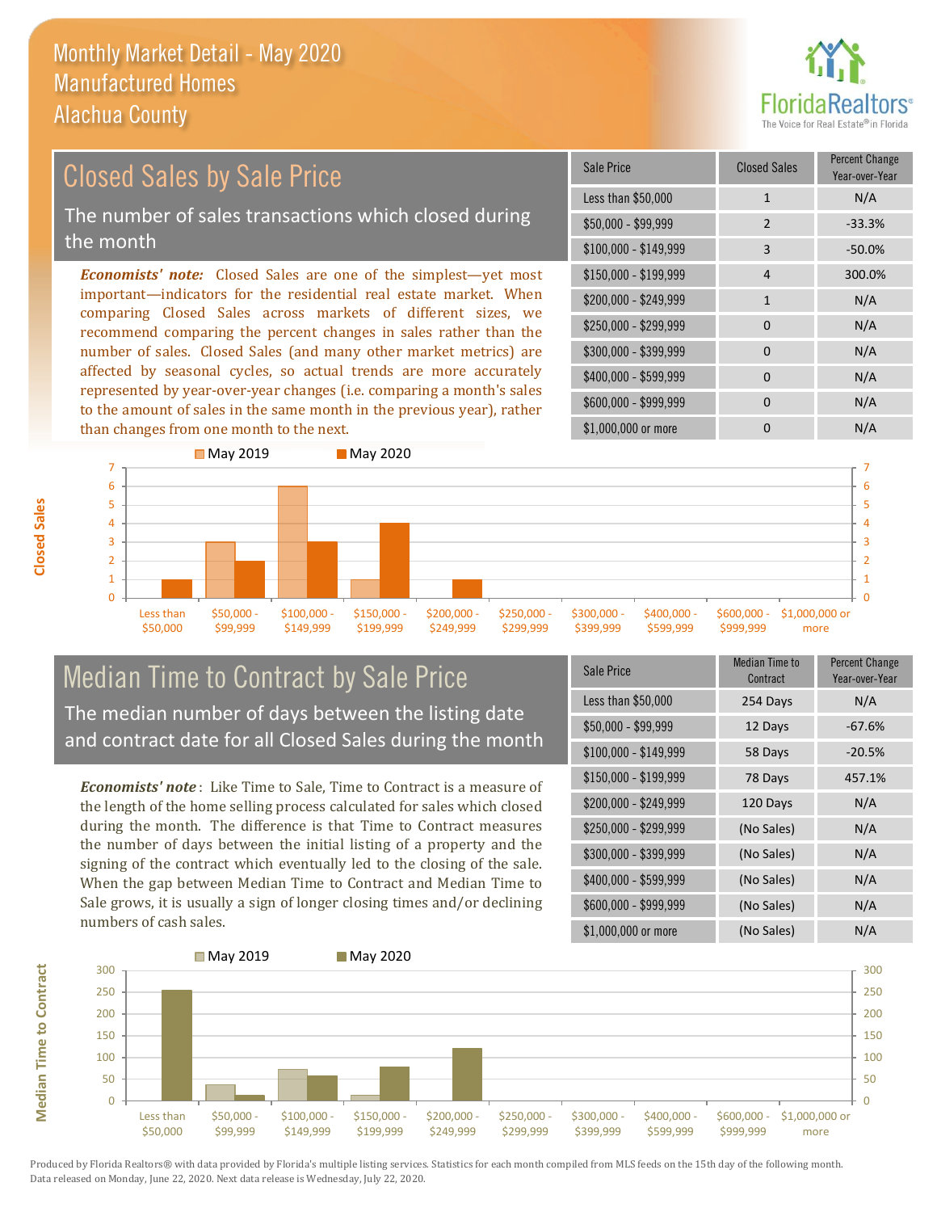# Monthly Market Detail - May 2020
## Manufactured Homes
## Alachua County

## Closed Sales by Sale Price

The number of sales transactions which closed during the month

*Economists' note:* Closed Sales are one of the simplest—yet most important—indicators for the residential real estate market. When comparing Closed Sales across markets of different sizes, we recommend comparing the percent changes in sales rather than the number of sales. Closed Sales (and many other market metrics) are affected by seasonal cycles, so actual trends are more accurately represented by year-over-year changes (i.e. comparing a month's sales to the amount of sales in the same month in the previous year), rather than changes from one month to the next.

| Sale Price | Closed Sales | Percent Change Year-over-Year |
|---|---|---|
| Less than $50,000 | 1 | N/A |
| $50,000 - $99,999 | 2 | -33.3% |
| $100,000 - $149,999 | 3 | -50.0% |
| $150,000 - $199,999 | 4 | 300.0% |
| $200,000 - $249,999 | 1 | N/A |
| $250,000 - $299,999 | 0 | N/A |
| $300,000 - $399,999 | 0 | N/A |
| $400,000 - $599,999 | 0 | N/A |
| $600,000 - $999,999 | 0 | N/A |
| $1,000,000 or more | 0 | N/A |

## Median Time to Contract by Sale Price

The median number of days between the listing date and contract date for all Closed Sales during the month

*Economists' note*: Like Time to Sale, Time to Contract is a measure of the length of the home selling process calculated for sales which closed during the month. The difference is that Time to Contract measures the number of days between the initial listing of a property and the signing of the contract which eventually led to the closing of the sale. When the gap between Median Time to Contract and Median Time to Sale grows, it is usually a sign of longer closing times and/or declining numbers of cash sales.

| Sale Price | Median Time to Contract | Percent Change Year-over-Year |
|---|---|---|
| Less than $50,000 | 254 Days | N/A |
| $50,000 - $99,999 | 12 Days | -67.6% |
| $100,000 - $149,999 | 58 Days | -20.5% |
| $150,000 - $199,999 | 78 Days | 457.1% |
| $200,000 - $249,999 | 120 Days | N/A |
| $250,000 - $299,999 | (No Sales) | N/A |
| $300,000 - $399,999 | (No Sales) | N/A |
| $400,000 - $599,999 | (No Sales) | N/A |
| $600,000 - $999,999 | (No Sales) | N/A |
| $1,000,000 or more | (No Sales) | N/A |

Produced by Florida Realtors® with data provided by Florida's multiple listing services. Statistics for each month compiled from MLS feeds on the 15th day of the following month. Data released on Monday, June 22, 2020. Next data release is Wednesday, July 22, 2020.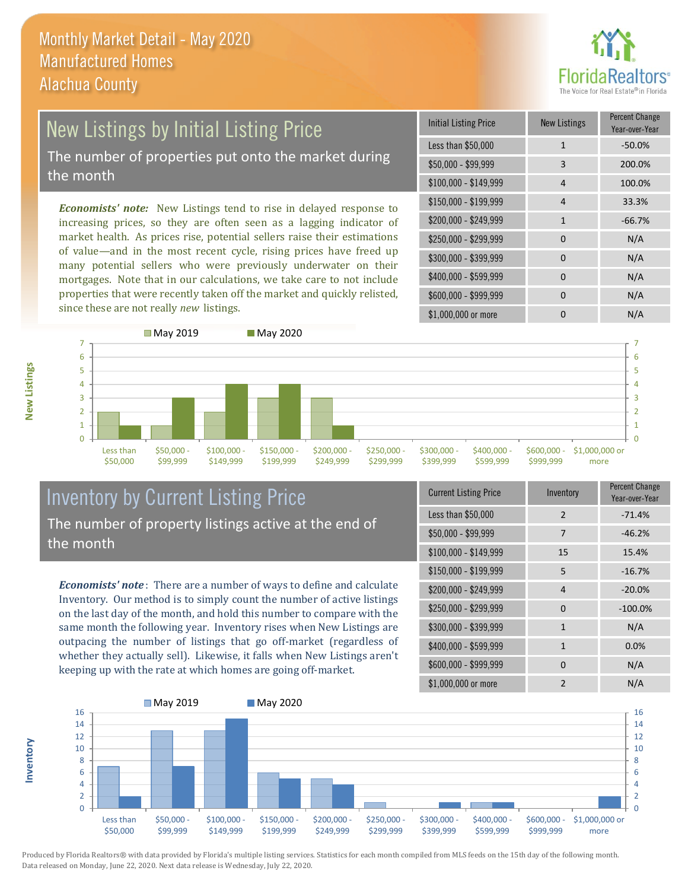# Monthly Market Detail - May 2020
## Manufactured Homes
## Alachua County

## New Listings by Initial Listing Price

The number of properties put onto the market during the month

*Economists' note:* New Listings tend to rise in delayed response to increasing prices, so they are often seen as a lagging indicator of market health. As prices rise, potential sellers raise their estimations of value—and in the most recent cycle, rising prices have freed up many potential sellers who were previously underwater on their mortgages. Note that in our calculations, we take care to not include properties that were recently taken off the market and quickly relisted, since these are not really *new* listings.

| Initial Listing Price | New Listings | Percent Change Year-over-Year |
|---|---|---|
| Less than $50,000 | 1 | -50.0% |
| $50,000 - $99,999 | 3 | 200.0% |
| $100,000 - $149,999 | 4 | 100.0% |
| $150,000 - $199,999 | 4 | 33.3% |
| $200,000 - $249,999 | 1 | -66.7% |
| $250,000 - $299,999 | 0 | N/A |
| $300,000 - $399,999 | 0 | N/A |
| $400,000 - $599,999 | 0 | N/A |
| $600,000 - $999,999 | 0 | N/A |
| $1,000,000 or more | 0 | N/A |

## Inventory by Current Listing Price

The number of property listings active at the end of the month

*Economists' note*: There are a number of ways to define and calculate Inventory. Our method is to simply count the number of active listings on the last day of the month, and hold this number to compare with the same month the following year. Inventory rises when New Listings are outpacing the number of listings that go off-market (regardless of whether they actually sell). Likewise, it falls when New Listings aren't keeping up with the rate at which homes are going off-market.

| Current Listing Price | Inventory | Percent Change Year-over-Year |
|---|---|---|
| Less than $50,000 | 2 | -71.4% |
| $50,000 - $99,999 | 7 | -46.2% |
| $100,000 - $149,999 | 15 | 15.4% |
| $150,000 - $199,999 | 5 | -16.7% |
| $200,000 - $249,999 | 4 | -20.0% |
| $250,000 - $299,999 | 0 | -100.0% |
| $300,000 - $399,999 | 1 | N/A |
| $400,000 - $599,999 | 1 | 0.0% |
| $600,000 - $999,999 | 0 | N/A |
| $1,000,000 or more | 2 | N/A |

Produced by Florida Realtors® with data provided by Florida's multiple listing services. Statistics for each month compiled from MLS feeds on the 15th day of the following month. Data released on Monday, June 22, 2020. Next data release is Wednesday, July 22, 2020.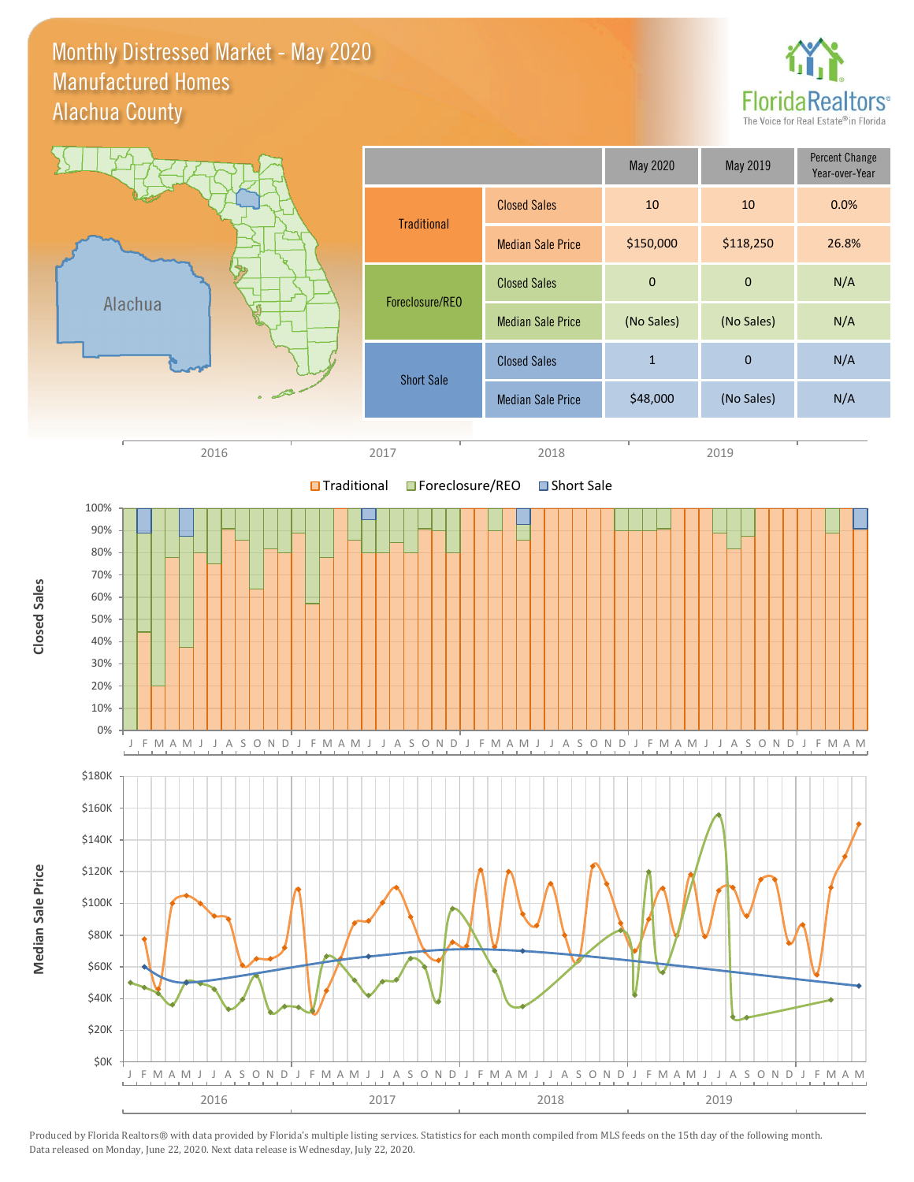# Monthly Distressed Market - May 2020
## Manufactured Homes
## Alachua County

Alachua

FloridaRealtors®
The Voice for Real Estate® in Florida

| | | May 2020 | May 2019 | Percent Change Year-over-Year |
|---|---|---|---|---|
| Traditional | Closed Sales | 10 | 10 | 0.0% |
| | Median Sale Price | $150,000 | $118,250 | 26.8% |
| Foreclosure/REO | Closed Sales | 0 | 0 | N/A |
| | Median Sale Price | (No Sales) | (No Sales) | N/A |
| Short Sale | Closed Sales | 1 | 0 | N/A |
| | Median Sale Price | $48,000 | (No Sales) | N/A |

2016 2017 2018 2019

Traditional Foreclosure/REO Short Sale

Closed Sales

100% 90% 80% 70% 60% 50% 40% 30% 20% 10% 0%

J F M A M J J A S O N D J F M A M J J A S O N D J F M A M J J A S O N D J F M A M J J A S O N D J F M A M

Median Sale Price

$180K $160K $140K $120K $100K $80K $60K $40K $20K $0K

J F M A M J J A S O N D J F M A M J J A S O N D J F M A M J J A S O N D J F M A M J J A S O N D J F M A M

2016 2017 2018 2019

Produced by Florida Realtors® with data provided by Florida's multiple listing services. Statistics for each month compiled from MLS feeds on the 15th day of the following month. Data released on Monday, June 22, 2020. Next data release is Wednesday, July 22, 2020.